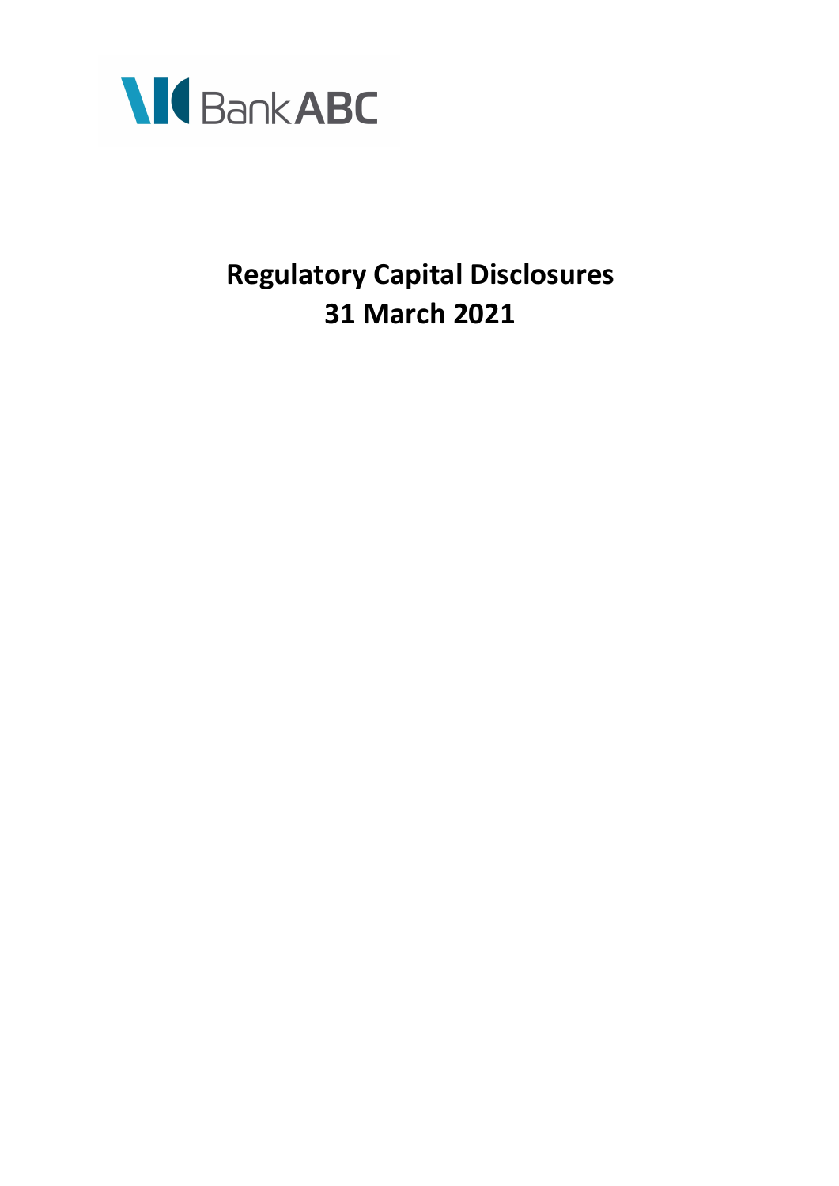# Bank ABC

# Regulatory Capital Disclosures
# 31 March 2021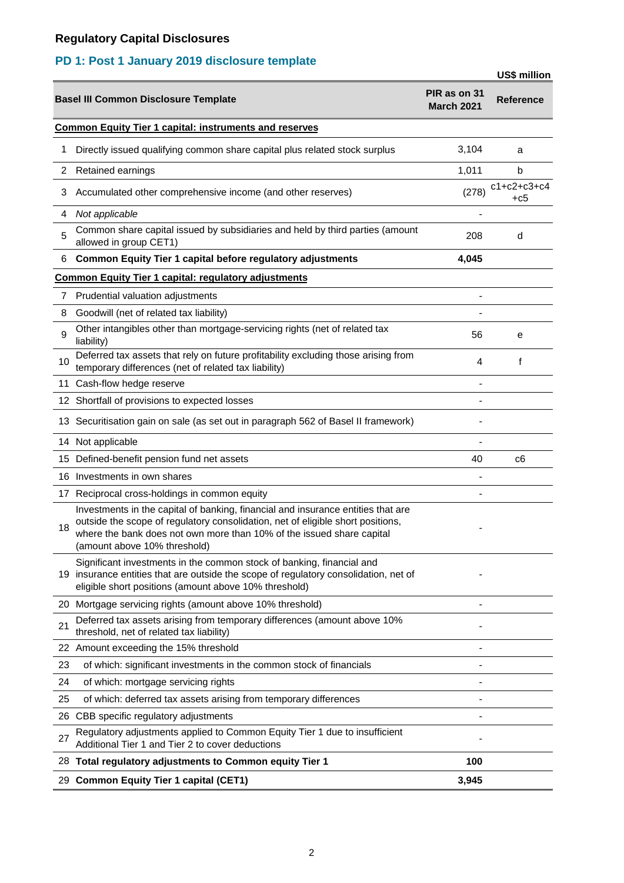## Regulatory Capital Disclosures

### PD 1: Post 1 January 2019 disclosure template

US$ million

| | Basel III Common Disclosure Template | PIR as on 31 March 2021 | Reference |
|---|---|---|---|
| | **Common Equity Tier 1 capital: instruments and reserves** | | |
| 1 | Directly issued qualifying common share capital plus related stock surplus | 3,104 | a |
| 2 | Retained earnings | 1,011 | b |
| 3 | Accumulated other comprehensive income (and other reserves) | (278) | c1+c2+c3+c4+c5 |
| 4 | *Not applicable* | - | |
| 5 | Common share capital issued by subsidiaries and held by third parties (amount allowed in group CET1) | 208 | d |
| 6 | **Common Equity Tier 1 capital before regulatory adjustments** | **4,045** | |
| | **Common Equity Tier 1 capital: regulatory adjustments** | | |
| 7 | Prudential valuation adjustments | - | |
| 8 | Goodwill (net of related tax liability) | - | |
| 9 | Other intangibles other than mortgage-servicing rights (net of related tax liability) | 56 | e |
| 10 | Deferred tax assets that rely on future profitability excluding those arising from temporary differences (net of related tax liability) | 4 | f |
| 11 | Cash-flow hedge reserve | - | |
| 12 | Shortfall of provisions to expected losses | - | |
| 13 | Securitisation gain on sale (as set out in paragraph 562 of Basel II framework) | - | |
| 14 | Not applicable | - | |
| 15 | Defined-benefit pension fund net assets | 40 | c6 |
| 16 | Investments in own shares | - | |
| 17 | Reciprocal cross-holdings in common equity | - | |
| 18 | Investments in the capital of banking, financial and insurance entities that are outside the scope of regulatory consolidation, net of eligible short positions, where the bank does not own more than 10% of the issued share capital (amount above 10% threshold) | - | |
| 19 | Significant investments in the common stock of banking, financial and insurance entities that are outside the scope of regulatory consolidation, net of eligible short positions (amount above 10% threshold) | - | |
| 20 | Mortgage servicing rights (amount above 10% threshold) | - | |
| 21 | Deferred tax assets arising from temporary differences (amount above 10% threshold, net of related tax liability) | - | |
| 22 | Amount exceeding the 15% threshold | - | |
| 23 | of which: significant investments in the common stock of financials | - | |
| 24 | of which: mortgage servicing rights | - | |
| 25 | of which: deferred tax assets arising from temporary differences | - | |
| 26 | CBB specific regulatory adjustments | - | |
| 27 | Regulatory adjustments applied to Common Equity Tier 1 due to insufficient Additional Tier 1 and Tier 2 to cover deductions | - | |
| 28 | **Total regulatory adjustments to Common equity Tier 1** | **100** | |
| 29 | **Common Equity Tier 1 capital (CET1)** | **3,945** | |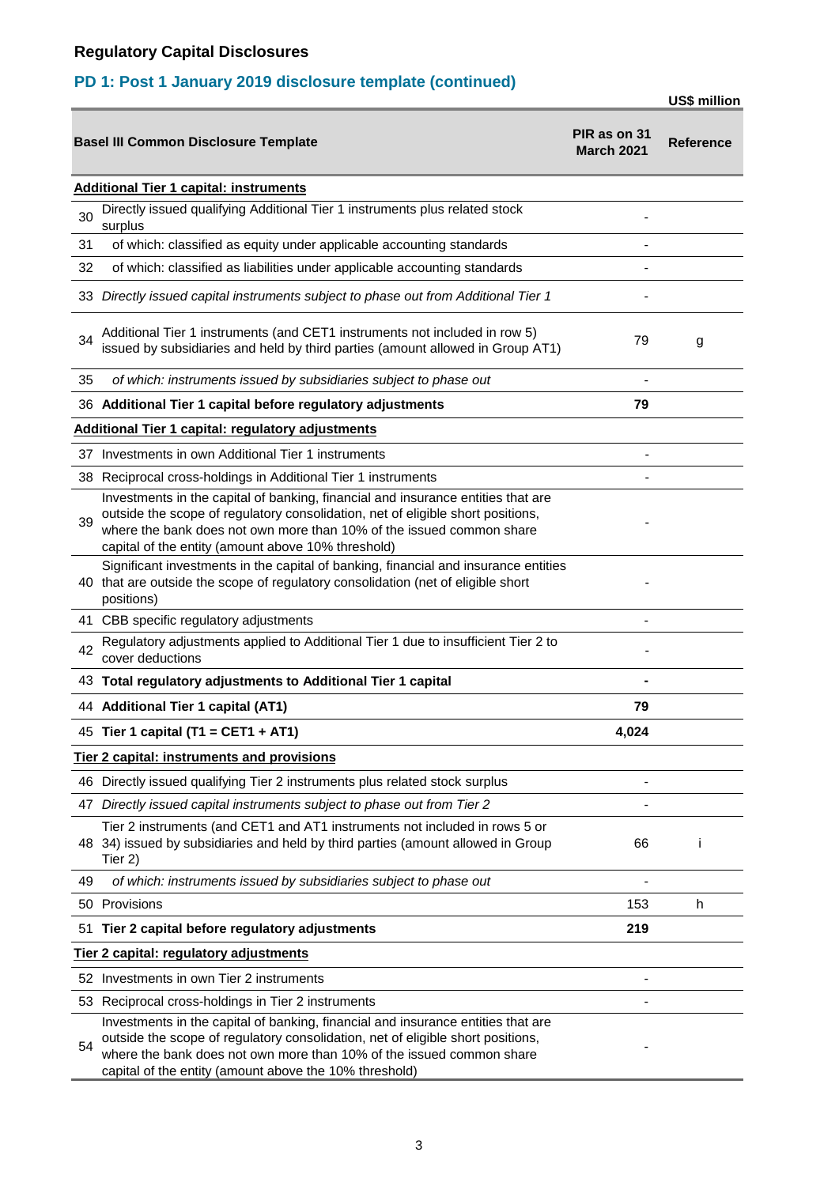## Regulatory Capital Disclosures

### PD 1: Post 1 January 2019 disclosure template (continued)

US$ million

| | Basel III Common Disclosure Template | PIR as on 31 March 2021 | Reference |
|---|---|---|---|
| | **Additional Tier 1 capital: instruments** | | |
| 30 | Directly issued qualifying Additional Tier 1 instruments plus related stock surplus | - | |
| 31 | of which: classified as equity under applicable accounting standards | - | |
| 32 | of which: classified as liabilities under applicable accounting standards | - | |
| 33 | *Directly issued capital instruments subject to phase out from Additional Tier 1* | - | |
| 34 | Additional Tier 1 instruments (and CET1 instruments not included in row 5) issued by subsidiaries and held by third parties (amount allowed in Group AT1) | 79 | g |
| 35 | *of which: instruments issued by subsidiaries subject to phase out* | - | |
| 36 | **Additional Tier 1 capital before regulatory adjustments** | **79** | |
| | **Additional Tier 1 capital: regulatory adjustments** | | |
| 37 | Investments in own Additional Tier 1 instruments | - | |
| 38 | Reciprocal cross-holdings in Additional Tier 1 instruments | - | |
| 39 | Investments in the capital of banking, financial and insurance entities that are outside the scope of regulatory consolidation, net of eligible short positions, where the bank does not own more than 10% of the issued common share capital of the entity (amount above 10% threshold) | - | |
| 40 | Significant investments in the capital of banking, financial and insurance entities that are outside the scope of regulatory consolidation (net of eligible short positions) | - | |
| 41 | CBB specific regulatory adjustments | - | |
| 42 | Regulatory adjustments applied to Additional Tier 1 due to insufficient Tier 2 to cover deductions | - | |
| 43 | **Total regulatory adjustments to Additional Tier 1 capital** | **-** | |
| 44 | **Additional Tier 1 capital (AT1)** | **79** | |
| 45 | **Tier 1 capital (T1 = CET1 + AT1)** | **4,024** | |
| | **Tier 2 capital: instruments and provisions** | | |
| 46 | Directly issued qualifying Tier 2 instruments plus related stock surplus | - | |
| 47 | *Directly issued capital instruments subject to phase out from Tier 2* | - | |
| 48 | Tier 2 instruments (and CET1 and AT1 instruments not included in rows 5 or 34) issued by subsidiaries and held by third parties (amount allowed in Group Tier 2) | 66 | i |
| 49 | *of which: instruments issued by subsidiaries subject to phase out* | - | |
| 50 | Provisions | 153 | h |
| 51 | **Tier 2 capital before regulatory adjustments** | **219** | |
| | **Tier 2 capital: regulatory adjustments** | | |
| 52 | Investments in own Tier 2 instruments | - | |
| 53 | Reciprocal cross-holdings in Tier 2 instruments | - | |
| 54 | Investments in the capital of banking, financial and insurance entities that are outside the scope of regulatory consolidation, net of eligible short positions, where the bank does not own more than 10% of the issued common share capital of the entity (amount above the 10% threshold) | - | |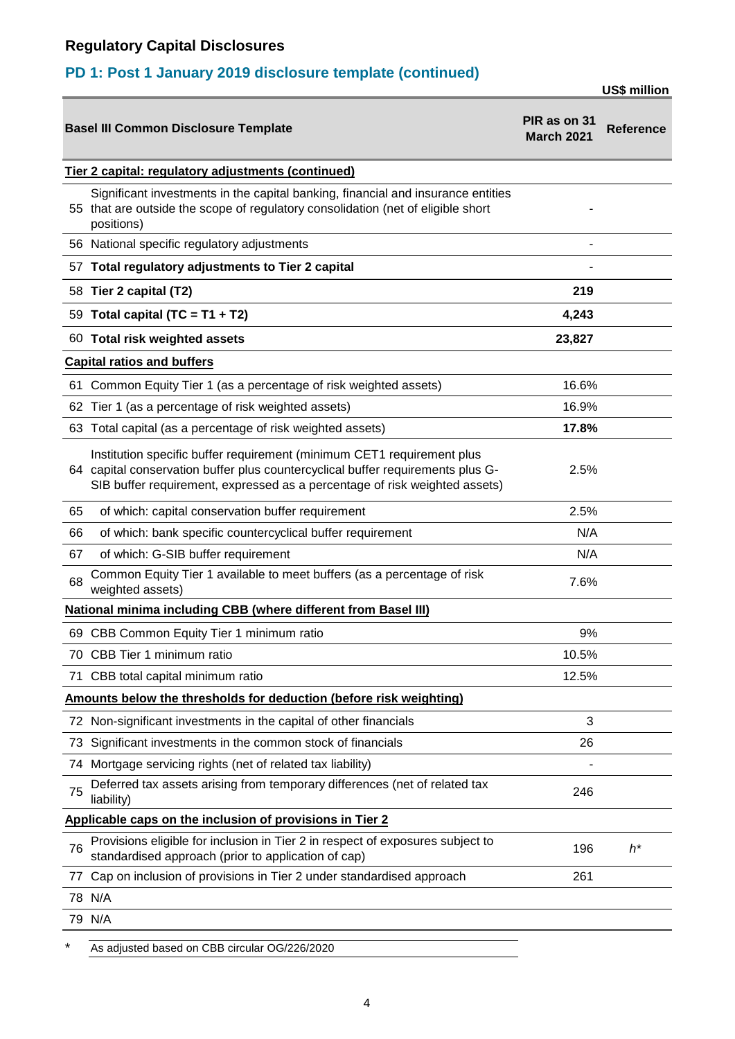## Regulatory Capital Disclosures

### PD 1: Post 1 January 2019 disclosure template (continued)

US$ million

| | Basel III Common Disclosure Template | PIR as on 31 March 2021 | Reference |
|---|---|---|---|
| | **Tier 2 capital: regulatory adjustments (continued)** | | |
| 55 | Significant investments in the capital banking, financial and insurance entities that are outside the scope of regulatory consolidation (net of eligible short positions) | - | |
| 56 | National specific regulatory adjustments | - | |
| 57 | **Total regulatory adjustments to Tier 2 capital** | - | |
| 58 | **Tier 2 capital (T2)** | **219** | |
| 59 | **Total capital (TC = T1 + T2)** | **4,243** | |
| 60 | **Total risk weighted assets** | **23,827** | |
| | **Capital ratios and buffers** | | |
| 61 | Common Equity Tier 1 (as a percentage of risk weighted assets) | 16.6% | |
| 62 | Tier 1 (as a percentage of risk weighted assets) | 16.9% | |
| 63 | Total capital (as a percentage of risk weighted assets) | **17.8%** | |
| 64 | Institution specific buffer requirement (minimum CET1 requirement plus capital conservation buffer plus countercyclical buffer requirements plus G-SIB buffer requirement, expressed as a percentage of risk weighted assets) | 2.5% | |
| 65 | of which: capital conservation buffer requirement | 2.5% | |
| 66 | of which: bank specific countercyclical buffer requirement | N/A | |
| 67 | of which: G-SIB buffer requirement | N/A | |
| 68 | Common Equity Tier 1 available to meet buffers (as a percentage of risk weighted assets) | 7.6% | |
| | **National minima including CBB (where different from Basel III)** | | |
| 69 | CBB Common Equity Tier 1 minimum ratio | 9% | |
| 70 | CBB Tier 1 minimum ratio | 10.5% | |
| 71 | CBB total capital minimum ratio | 12.5% | |
| | **Amounts below the thresholds for deduction (before risk weighting)** | | |
| 72 | Non-significant investments in the capital of other financials | 3 | |
| 73 | Significant investments in the common stock of financials | 26 | |
| 74 | Mortgage servicing rights (net of related tax liability) | - | |
| 75 | Deferred tax assets arising from temporary differences (net of related tax liability) | 246 | |
| | **Applicable caps on the inclusion of provisions in Tier 2** | | |
| 76 | Provisions eligible for inclusion in Tier 2 in respect of exposures subject to standardised approach (prior to application of cap) | 196 | *h** |
| 77 | Cap on inclusion of provisions in Tier 2 under standardised approach | 261 | |
| 78 | N/A | | |
| 79 | N/A | | |

\* As adjusted based on CBB circular OG/226/2020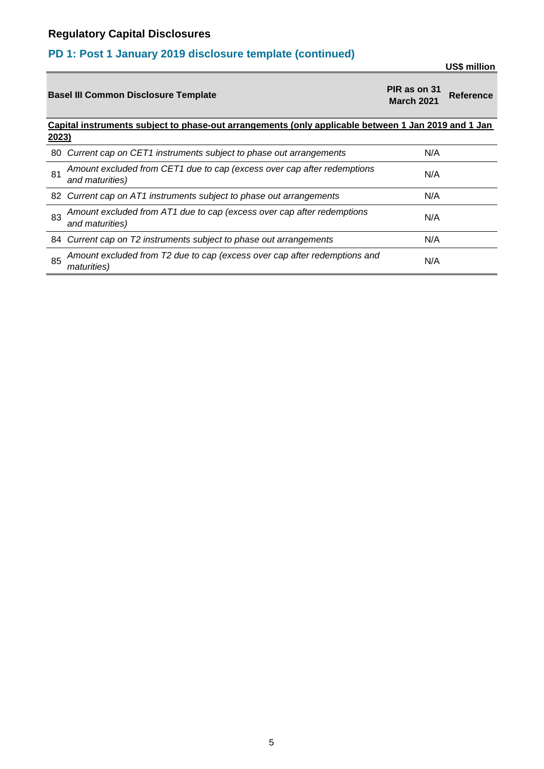## Regulatory Capital Disclosures

### PD 1: Post 1 January 2019 disclosure template (continued)

**US$ million**

| | **Basel III Common Disclosure Template** | **PIR as on 31 March 2021** | **Reference** |
|---|---|---|---|
| | **Capital instruments subject to phase-out arrangements (only applicable between 1 Jan 2019 and 1 Jan 2023)** | | |
| 80 | *Current cap on CET1 instruments subject to phase out arrangements* | N/A | |
| 81 | *Amount excluded from CET1 due to cap (excess over cap after redemptions and maturities)* | N/A | |
| 82 | *Current cap on AT1 instruments subject to phase out arrangements* | N/A | |
| 83 | *Amount excluded from AT1 due to cap (excess over cap after redemptions and maturities)* | N/A | |
| 84 | *Current cap on T2 instruments subject to phase out arrangements* | N/A | |
| 85 | *Amount excluded from T2 due to cap (excess over cap after redemptions and maturities)* | N/A | |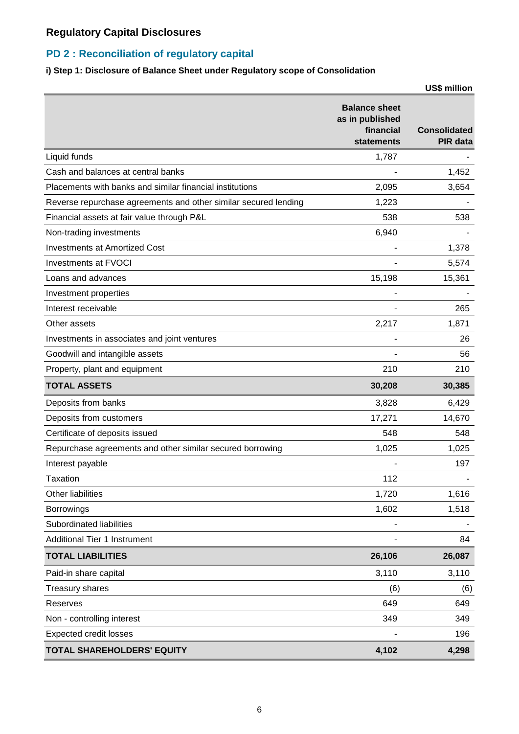## Regulatory Capital Disclosures

### PD 2 : Reconciliation of regulatory capital

**i) Step 1: Disclosure of Balance Sheet under Regulatory scope of Consolidation**

US$ million

| | Balance sheet as in published financial statements | Consolidated PIR data |
|---|---|---|
| Liquid funds | 1,787 | - |
| Cash and balances at central banks | - | 1,452 |
| Placements with banks and similar financial institutions | 2,095 | 3,654 |
| Reverse repurchase agreements and other similar secured lending | 1,223 | - |
| Financial assets at fair value through P&L | 538 | 538 |
| Non-trading investments | 6,940 | - |
| Investments at Amortized Cost | - | 1,378 |
| Investments at FVOCI | - | 5,574 |
| Loans and advances | 15,198 | 15,361 |
| Investment properties | - | - |
| Interest receivable | - | 265 |
| Other assets | 2,217 | 1,871 |
| Investments in associates and joint ventures | - | 26 |
| Goodwill and intangible assets | - | 56 |
| Property, plant and equipment | 210 | 210 |
| **TOTAL ASSETS** | **30,208** | **30,385** |
| Deposits from banks | 3,828 | 6,429 |
| Deposits from customers | 17,271 | 14,670 |
| Certificate of deposits issued | 548 | 548 |
| Repurchase agreements and other similar secured borrowing | 1,025 | 1,025 |
| Interest payable | - | 197 |
| Taxation | 112 | - |
| Other liabilities | 1,720 | 1,616 |
| Borrowings | 1,602 | 1,518 |
| Subordinated liabilities | - | - |
| Additional Tier 1 Instrument | - | 84 |
| **TOTAL LIABILITIES** | **26,106** | **26,087** |
| Paid-in share capital | 3,110 | 3,110 |
| Treasury shares | (6) | (6) |
| Reserves | 649 | 649 |
| Non - controlling interest | 349 | 349 |
| Expected credit losses | - | 196 |
| **TOTAL SHAREHOLDERS' EQUITY** | **4,102** | **4,298** |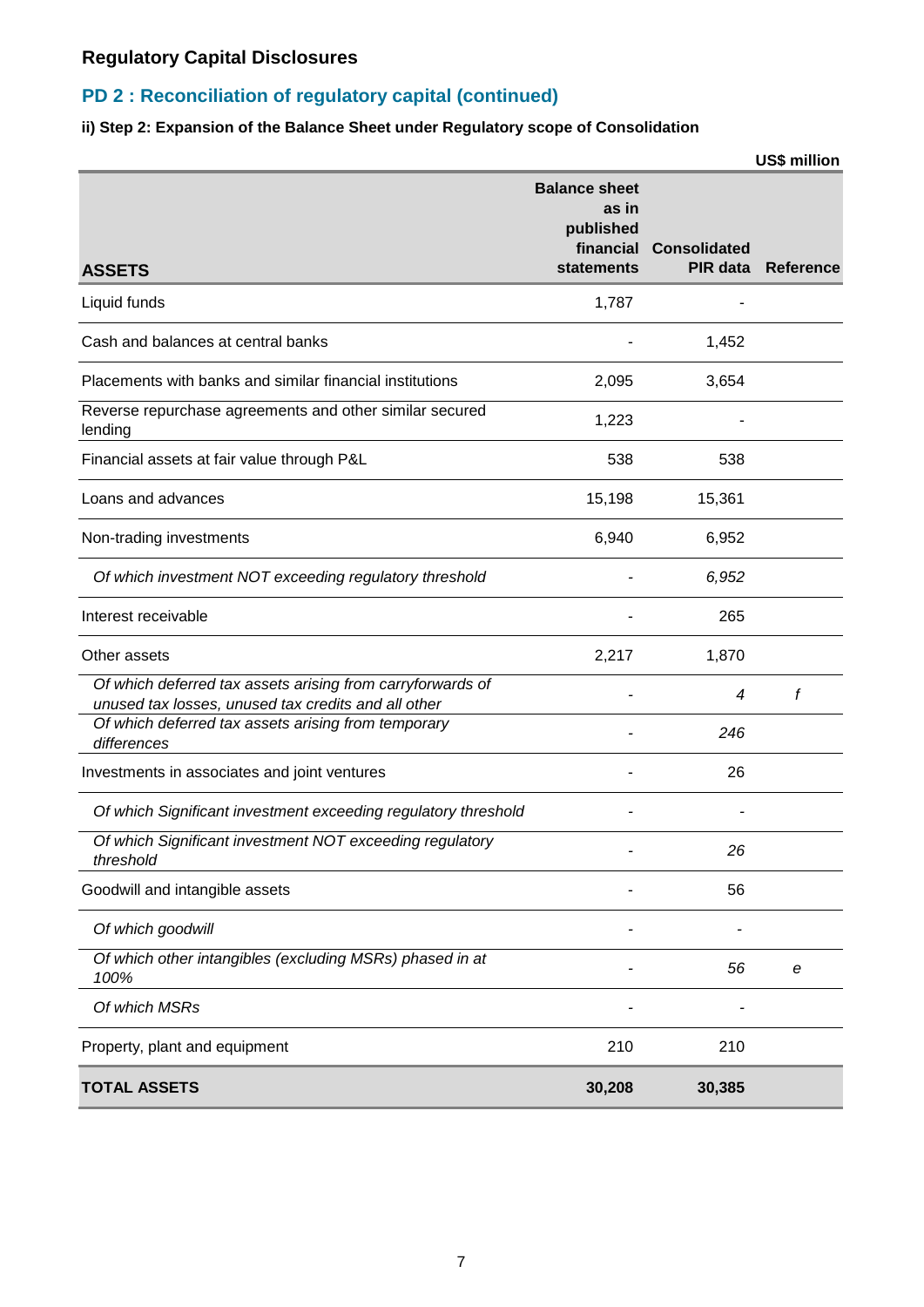## Regulatory Capital Disclosures

## PD 2 : Reconciliation of regulatory capital (continued)

### ii) Step 2: Expansion of the Balance Sheet under Regulatory scope of Consolidation

US$ million

| ASSETS | Balance sheet as in published financial statements | Consolidated PIR data | Reference |
|---|---|---|---|
| Liquid funds | 1,787 | - | |
| Cash and balances at central banks | - | 1,452 | |
| Placements with banks and similar financial institutions | 2,095 | 3,654 | |
| Reverse repurchase agreements and other similar secured lending | 1,223 | - | |
| Financial assets at fair value through P&L | 538 | 538 | |
| Loans and advances | 15,198 | 15,361 | |
| Non-trading investments | 6,940 | 6,952 | |
| *Of which investment NOT exceeding regulatory threshold* | - | *6,952* | |
| Interest receivable | - | 265 | |
| Other assets | 2,217 | 1,870 | |
| *Of which deferred tax assets arising from carryforwards of unused tax losses, unused tax credits and all other* | - | *4* | *f* |
| *Of which deferred tax assets arising from temporary differences* | - | *246* | |
| Investments in associates and joint ventures | - | 26 | |
| *Of which Significant investment exceeding regulatory threshold* | - | - | |
| *Of which Significant investment NOT exceeding regulatory threshold* | - | *26* | |
| Goodwill and intangible assets | - | 56 | |
| *Of which goodwill* | - | - | |
| *Of which other intangibles (excluding MSRs) phased in at 100%* | - | *56* | *e* |
| *Of which MSRs* | - | - | |
| Property, plant and equipment | 210 | 210 | |
| **TOTAL ASSETS** | **30,208** | **30,385** | |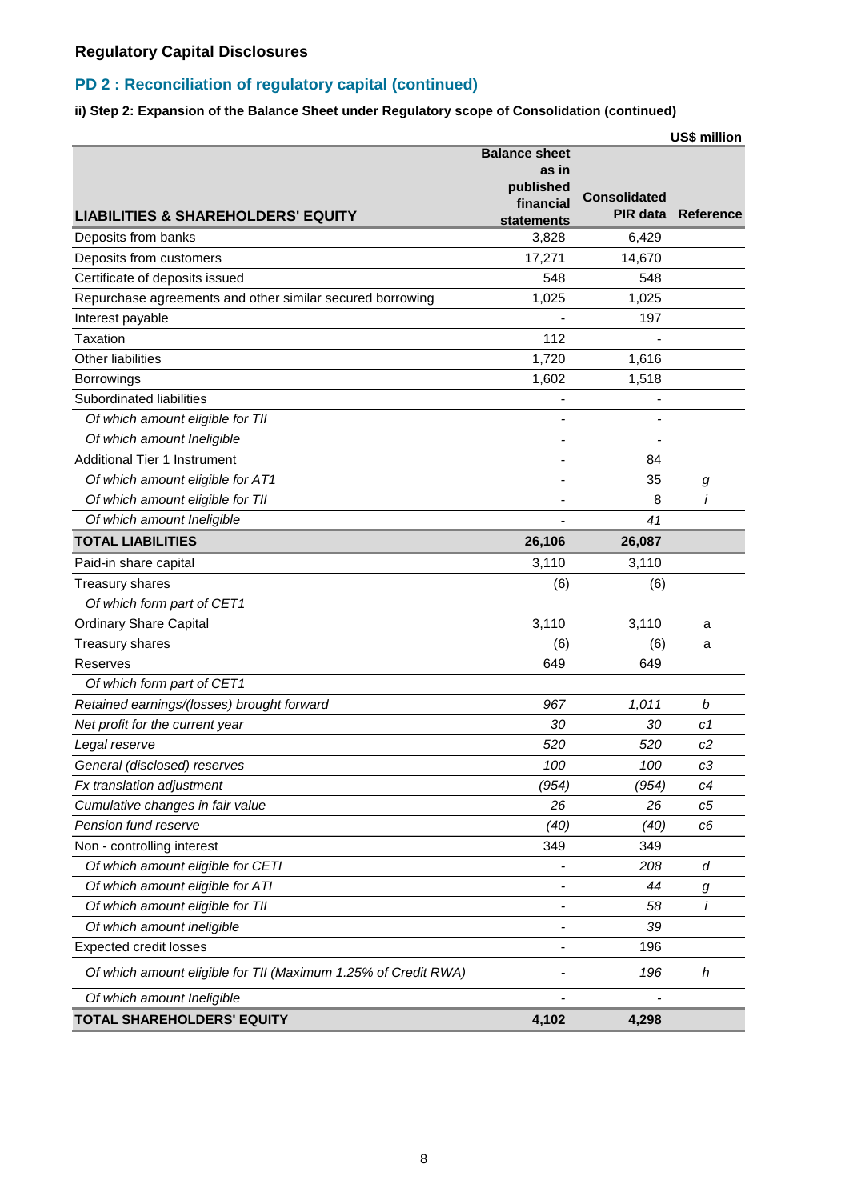## Regulatory Capital Disclosures

### PD 2 : Reconciliation of regulatory capital (continued)

**ii) Step 2: Expansion of the Balance Sheet under Regulatory scope of Consolidation (continued)**

US$ million

| LIABILITIES & SHAREHOLDERS' EQUITY | Balance sheet as in published financial statements | Consolidated PIR data | Reference |
|---|---|---|---|
| Deposits from banks | 3,828 | 6,429 | |
| Deposits from customers | 17,271 | 14,670 | |
| Certificate of deposits issued | 548 | 548 | |
| Repurchase agreements and other similar secured borrowing | 1,025 | 1,025 | |
| Interest payable | - | 197 | |
| Taxation | 112 | - | |
| Other liabilities | 1,720 | 1,616 | |
| Borrowings | 1,602 | 1,518 | |
| Subordinated liabilities | - | - | |
| *Of which amount eligible for TII* | - | - | |
| *Of which amount Ineligible* | - | - | |
| Additional Tier 1 Instrument | - | 84 | |
| *Of which amount eligible for AT1* | - | 35 | *g* |
| *Of which amount eligible for TII* | - | 8 | *i* |
| *Of which amount Ineligible* | - | *41* | |
| **TOTAL LIABILITIES** | **26,106** | **26,087** | |
| Paid-in share capital | 3,110 | 3,110 | |
| Treasury shares | (6) | (6) | |
| *Of which form part of CET1* | | | |
| Ordinary Share Capital | 3,110 | 3,110 | a |
| Treasury shares | (6) | (6) | a |
| Reserves | 649 | 649 | |
| *Of which form part of CET1* | | | |
| *Retained earnings/(losses) brought forward* | *967* | *1,011* | *b* |
| *Net profit for the current year* | *30* | *30* | *c1* |
| *Legal reserve* | *520* | *520* | *c2* |
| *General (disclosed) reserves* | *100* | *100* | *c3* |
| *Fx translation adjustment* | *(954)* | *(954)* | *c4* |
| *Cumulative changes in fair value* | *26* | *26* | *c5* |
| *Pension fund reserve* | *(40)* | *(40)* | *c6* |
| Non - controlling interest | 349 | 349 | |
| *Of which amount eligible for CETI* | - | *208* | *d* |
| *Of which amount eligible for ATI* | - | *44* | *g* |
| *Of which amount eligible for TII* | - | *58* | *i* |
| *Of which amount ineligible* | - | *39* | |
| Expected credit losses | - | 196 | |
| *Of which amount eligible for TII (Maximum 1.25% of Credit RWA)* | - | *196* | *h* |
| *Of which amount Ineligible* | - | - | |
| **TOTAL SHAREHOLDERS' EQUITY** | **4,102** | **4,298** | |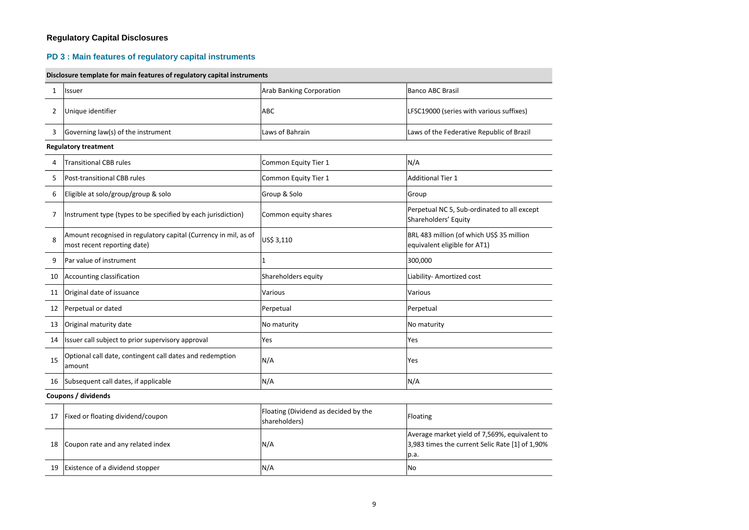## Regulatory Capital Disclosures

### PD 3 : Main features of regulatory capital instruments

| Disclosure template for main features of regulatory capital instruments | | | |
|---|---|---|---|
| 1 | Issuer | Arab Banking Corporation | Banco ABC Brasil |
| 2 | Unique identifier | ABC | LFSC19000 (series with various suffixes) |
| 3 | Governing law(s) of the instrument | Laws of Bahrain | Laws of the Federative Republic of Brazil |
| **Regulatory treatment** | | | |
| 4 | Transitional CBB rules | Common Equity Tier 1 | N/A |
| 5 | Post-transitional CBB rules | Common Equity Tier 1 | Additional Tier 1 |
| 6 | Eligible at solo/group/group & solo | Group & Solo | Group |
| 7 | Instrument type (types to be specified by each jurisdiction) | Common equity shares | Perpetual NC 5, Sub-ordinated to all except Shareholders' Equity |
| 8 | Amount recognised in regulatory capital (Currency in mil, as of most recent reporting date) | US$ 3,110 | BRL 483 million (of which US$ 35 million equivalent eligible for AT1) |
| 9 | Par value of instrument | 1 | 300,000 |
| 10 | Accounting classification | Shareholders equity | Liability- Amortized cost |
| 11 | Original date of issuance | Various | Various |
| 12 | Perpetual or dated | Perpetual | Perpetual |
| 13 | Original maturity date | No maturity | No maturity |
| 14 | Issuer call subject to prior supervisory approval | Yes | Yes |
| 15 | Optional call date, contingent call dates and redemption amount | N/A | Yes |
| 16 | Subsequent call dates, if applicable | N/A | N/A |
| **Coupons / dividends** | | | |
| 17 | Fixed or floating dividend/coupon | Floating (Dividend as decided by the shareholders) | Floating |
| 18 | Coupon rate and any related index | N/A | Average market yield of 7,569%, equivalent to 3,983 times the current Selic Rate [1] of 1,90% p.a. |
| 19 | Existence of a dividend stopper | N/A | No |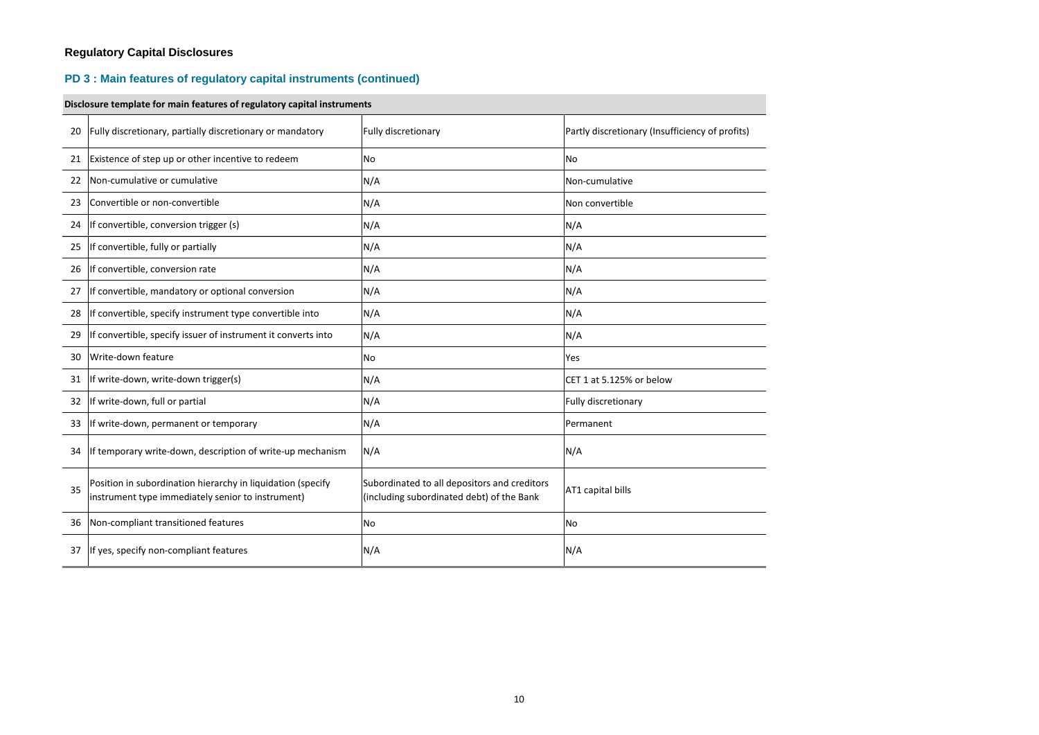## Regulatory Capital Disclosures

### PD 3 : Main features of regulatory capital instruments (continued)

| Disclosure template for main features of regulatory capital instruments | | | |
|---|---|---|---|
| 20 | Fully discretionary, partially discretionary or mandatory | Fully discretionary | Partly discretionary (Insufficiency of profits) |
| 21 | Existence of step up or other incentive to redeem | No | No |
| 22 | Non-cumulative or cumulative | N/A | Non-cumulative |
| 23 | Convertible or non-convertible | N/A | Non convertible |
| 24 | If convertible, conversion trigger (s) | N/A | N/A |
| 25 | If convertible, fully or partially | N/A | N/A |
| 26 | If convertible, conversion rate | N/A | N/A |
| 27 | If convertible, mandatory or optional conversion | N/A | N/A |
| 28 | If convertible, specify instrument type convertible into | N/A | N/A |
| 29 | If convertible, specify issuer of instrument it converts into | N/A | N/A |
| 30 | Write-down feature | No | Yes |
| 31 | If write-down, write-down trigger(s) | N/A | CET 1 at 5.125% or below |
| 32 | If write-down, full or partial | N/A | Fully discretionary |
| 33 | If write-down, permanent or temporary | N/A | Permanent |
| 34 | If temporary write-down, description of write-up mechanism | N/A | N/A |
| 35 | Position in subordination hierarchy in liquidation (specify instrument type immediately senior to instrument) | Subordinated to all depositors and creditors (including subordinated debt) of the Bank | AT1 capital bills |
| 36 | Non-compliant transitioned features | No | No |
| 37 | If yes, specify non-compliant features | N/A | N/A |